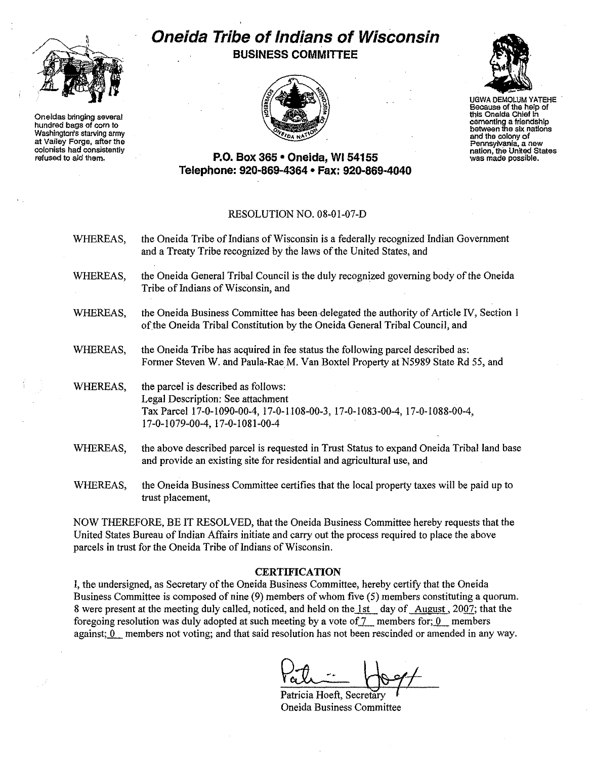# Oneida Tribe of Indians of Wisconsin

## BUSINESS COMMITTEE

Oneidas bringing several hundred bags of corn to Washington's starving army at Valley Forge, after the colonists had consistently refused to aid them.

UGWA DEMOLUM YATEHE
Because of the help of this Oneida Chief in cementing a friendship between the six nations and the colony of Pennsylvania, a new nation, the United States was made possible.

**P.O. Box 365 • Oneida, WI 54155**
**Telephone: 920-869-4364 • Fax: 920-869-4040**

RESOLUTION NO. 08-01-07-D

WHEREAS, the Oneida Tribe of Indians of Wisconsin is a federally recognized Indian Government and a Treaty Tribe recognized by the laws of the United States, and

WHEREAS, the Oneida General Tribal Council is the duly recognized governing body of the Oneida Tribe of Indians of Wisconsin, and

WHEREAS, the Oneida Business Committee has been delegated the authority of Article IV, Section 1 of the Oneida Tribal Constitution by the Oneida General Tribal Council, and

WHEREAS, the Oneida Tribe has acquired in fee status the following parcel described as: Former Steven W. and Paula-Rae M. Van Boxtel Property at N5989 State Rd 55, and

WHEREAS, the parcel is described as follows:
Legal Description: See attachment
Tax Parcel 17-0-1090-00-4, 17-0-1108-00-3, 17-0-1083-00-4, 17-0-1088-00-4, 17-0-1079-00-4, 17-0-1081-00-4

WHEREAS, the above described parcel is requested in Trust Status to expand Oneida Tribal land base and provide an existing site for residential and agricultural use, and

WHEREAS, the Oneida Business Committee certifies that the local property taxes will be paid up to trust placement,

NOW THEREFORE, BE IT RESOLVED, that the Oneida Business Committee hereby requests that the United States Bureau of Indian Affairs initiate and carry out the process required to place the above parcels in trust for the Oneida Tribe of Indians of Wisconsin.

### CERTIFICATION

I, the undersigned, as Secretary of the Oneida Business Committee, hereby certify that the Oneida Business Committee is composed of nine (9) members of whom five (5) members constituting a quorum. 8 were present at the meeting duly called, noticed, and held on the 1st day of August, 2007; that the foregoing resolution was duly adopted at such meeting by a vote of 7 members for; 0 members against; 0 members not voting; and that said resolution has not been rescinded or amended in any way.

Patricia Hoeft, Secretary
Oneida Business Committee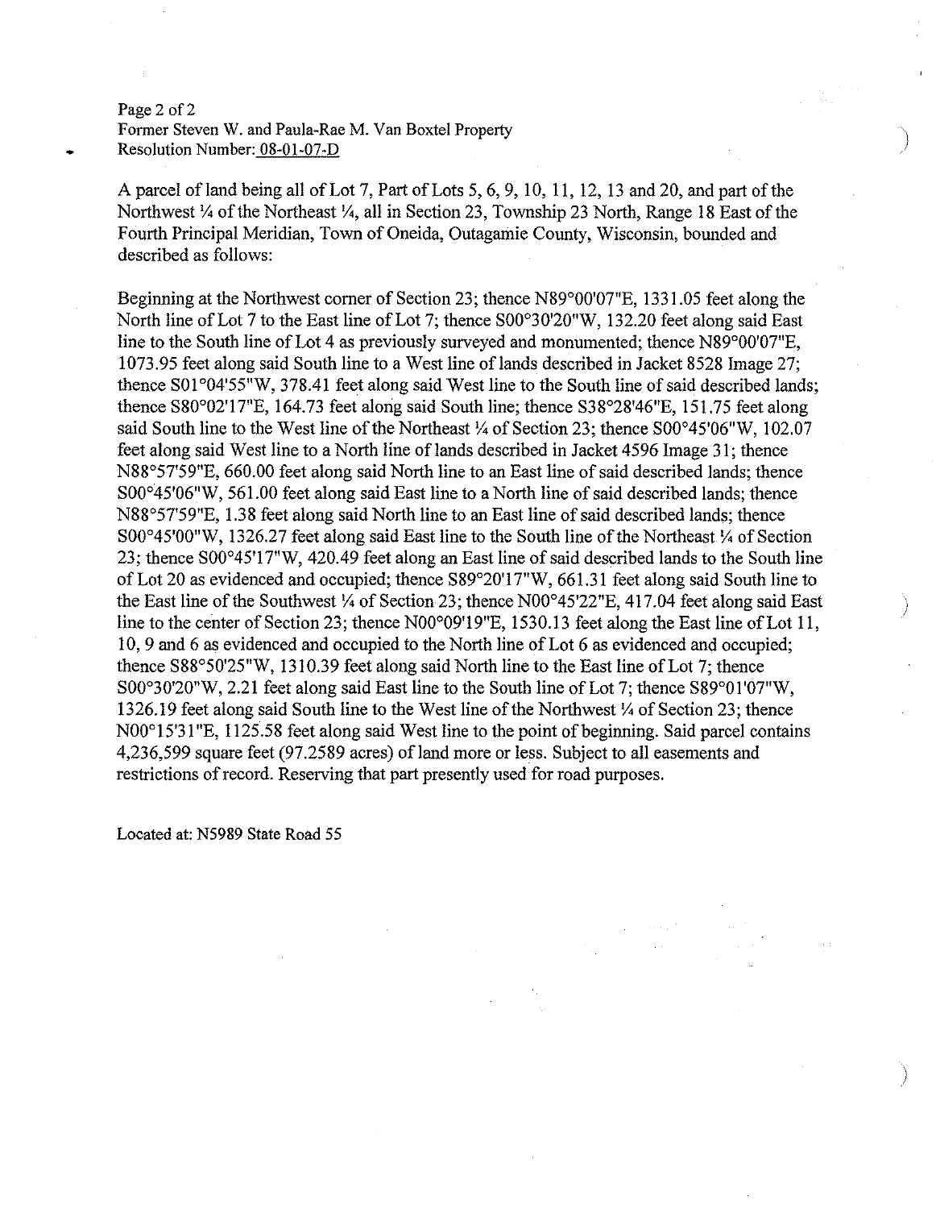Former Steven W. and Paula-Rae M. Van Boxtel Property
Resolution Number: 08-01-07-D

A parcel of land being all of Lot 7, Part of Lots 5, 6, 9, 10, 11, 12, 13 and 20, and part of the Northwest ¼ of the Northeast ¼, all in Section 23, Township 23 North, Range 18 East of the Fourth Principal Meridian, Town of Oneida, Outagamie County, Wisconsin, bounded and described as follows:

Beginning at the Northwest corner of Section 23; thence N89°00'07"E, 1331.05 feet along the North line of Lot 7 to the East line of Lot 7; thence S00°30'20"W, 132.20 feet along said East line to the South line of Lot 4 as previously surveyed and monumented; thence N89°00'07"E, 1073.95 feet along said South line to a West line of lands described in Jacket 8528 Image 27; thence S01°04'55"W, 378.41 feet along said West line to the South line of said described lands; thence S80°02'17"E, 164.73 feet along said South line; thence S38°28'46"E, 151.75 feet along said South line to the West line of the Northeast ¼ of Section 23; thence S00°45'06"W, 102.07 feet along said West line to a North line of lands described in Jacket 4596 Image 31; thence N88°57'59"E, 660.00 feet along said North line to an East line of said described lands; thence S00°45'06"W, 561.00 feet along said East line to a North line of said described lands; thence N88°57'59"E, 1.38 feet along said North line to an East line of said described lands; thence S00°45'00"W, 1326.27 feet along said East line to the South line of the Northeast ¼ of Section 23; thence S00°45'17"W, 420.49 feet along an East line of said described lands to the South line of Lot 20 as evidenced and occupied; thence S89°20'17"W, 661.31 feet along said South line to the East line of the Southwest ¼ of Section 23; thence N00°45'22"E, 417.04 feet along said East line to the center of Section 23; thence N00°09'19"E, 1530.13 feet along the East line of Lot 11, 10, 9 and 6 as evidenced and occupied to the North line of Lot 6 as evidenced and occupied; thence S88°50'25"W, 1310.39 feet along said North line to the East line of Lot 7; thence S00°30'20"W, 2.21 feet along said East line to the South line of Lot 7; thence S89°01'07"W, 1326.19 feet along said South line to the West line of the Northwest ¼ of Section 23; thence N00°15'31"E, 1125.58 feet along said West line to the point of beginning. Said parcel contains 4,236,599 square feet (97.2589 acres) of land more or less. Subject to all easements and restrictions of record. Reserving that part presently used for road purposes.

Located at: N5989 State Road 55